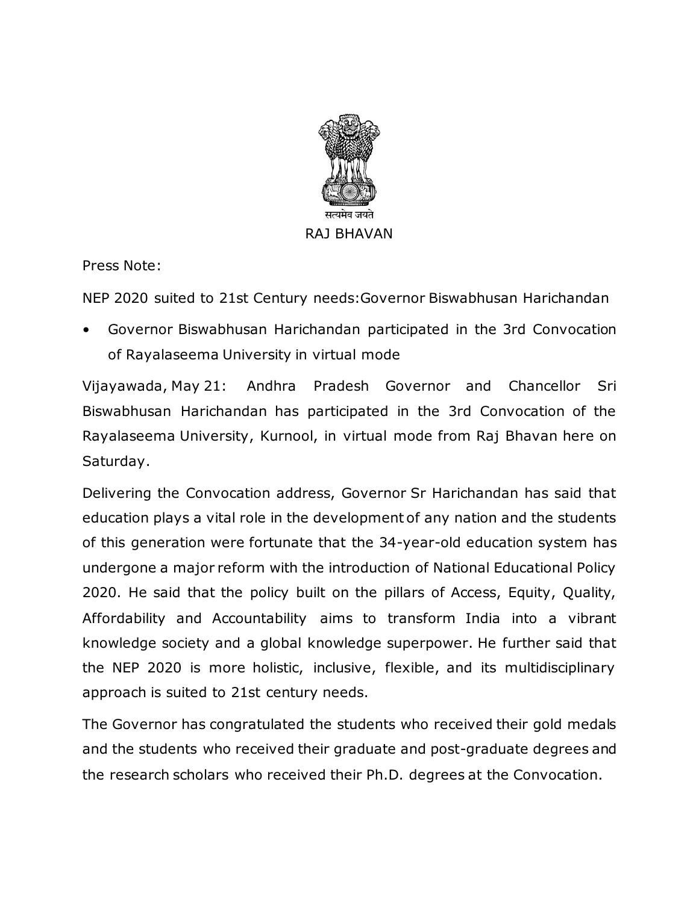सत्यमेव जयते

RAJ BHAVAN

Press Note:

NEP 2020 suited to 21st Century needs:Governor Biswabhusan Harichandan

- Governor Biswabhusan Harichandan participated in the 3rd Convocation of Rayalaseema University in virtual mode

Vijayawada, May 21: Andhra Pradesh Governor and Chancellor Sri Biswabhusan Harichandan has participated in the 3rd Convocation of the Rayalaseema University, Kurnool, in virtual mode from Raj Bhavan here on Saturday.

Delivering the Convocation address, Governor Sr Harichandan has said that education plays a vital role in the development of any nation and the students of this generation were fortunate that the 34-year-old education system has undergone a major reform with the introduction of National Educational Policy 2020. He said that the policy built on the pillars of Access, Equity, Quality, Affordability and Accountability aims to transform India into a vibrant knowledge society and a global knowledge superpower. He further said that the NEP 2020 is more holistic, inclusive, flexible, and its multidisciplinary approach is suited to 21st century needs.

The Governor has congratulated the students who received their gold medals and the students who received their graduate and post-graduate degrees and the research scholars who received their Ph.D. degrees at the Convocation.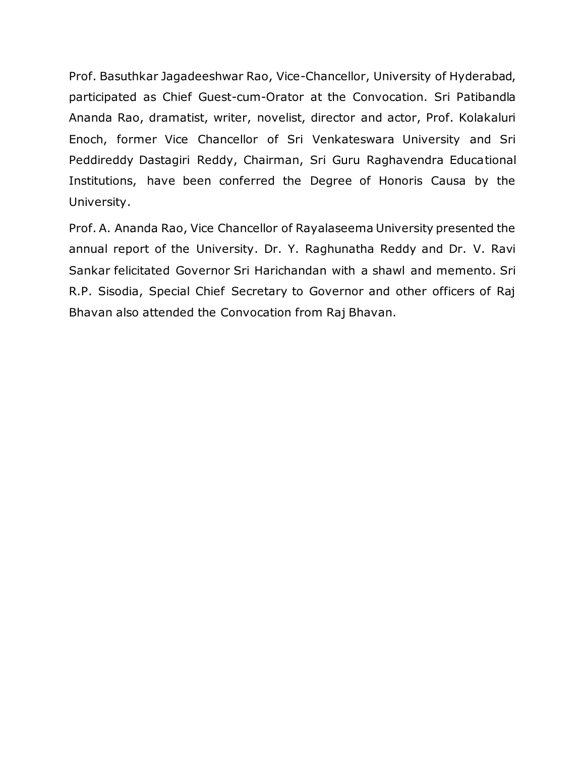Prof. Basuthkar Jagadeeshwar Rao, Vice-Chancellor, University of Hyderabad, participated as Chief Guest-cum-Orator at the Convocation. Sri Patibandla Ananda Rao, dramatist, writer, novelist, director and actor, Prof. Kolakaluri Enoch, former Vice Chancellor of Sri Venkateswara University and Sri Peddireddy Dastagiri Reddy, Chairman, Sri Guru Raghavendra Educational Institutions, have been conferred the Degree of Honoris Causa by the University.

Prof. A. Ananda Rao, Vice Chancellor of Rayalaseema University presented the annual report of the University. Dr. Y. Raghunatha Reddy and Dr. V. Ravi Sankar felicitated Governor Sri Harichandan with a shawl and memento. Sri R.P. Sisodia, Special Chief Secretary to Governor and other officers of Raj Bhavan also attended the Convocation from Raj Bhavan.